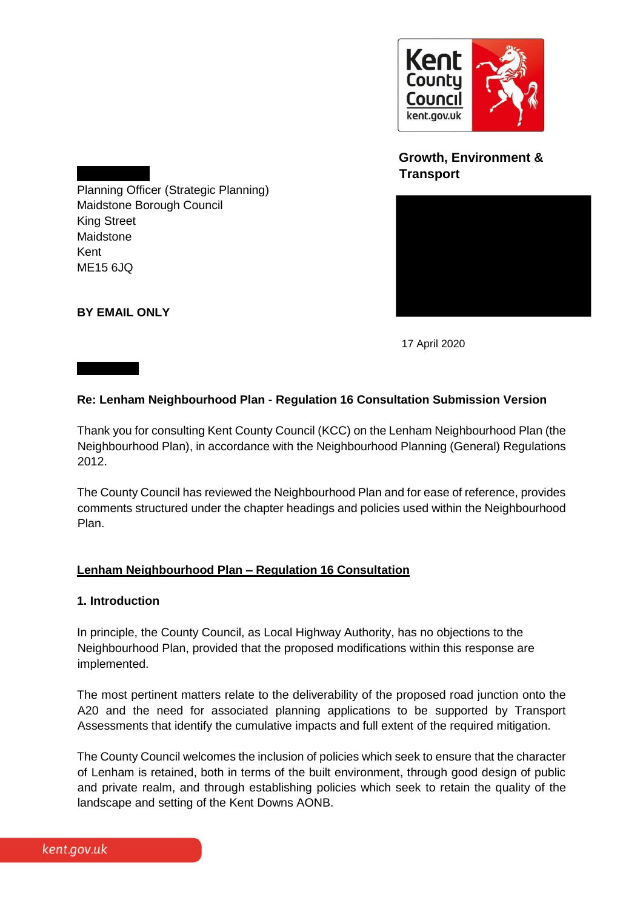Kent County Council
kent.gov.uk

**Growth, Environment & Transport**

Planning Officer (Strategic Planning)
Maidstone Borough Council
King Street
Maidstone
Kent
ME15 6JQ

**BY EMAIL ONLY**

17 April 2020

**Re: Lenham Neighbourhood Plan - Regulation 16 Consultation Submission Version**

Thank you for consulting Kent County Council (KCC) on the Lenham Neighbourhood Plan (the Neighbourhood Plan), in accordance with the Neighbourhood Planning (General) Regulations 2012.

The County Council has reviewed the Neighbourhood Plan and for ease of reference, provides comments structured under the chapter headings and policies used within the Neighbourhood Plan.

**Lenham Neighbourhood Plan – Regulation 16 Consultation**

**1. Introduction**

In principle, the County Council, as Local Highway Authority, has no objections to the Neighbourhood Plan, provided that the proposed modifications within this response are implemented.

The most pertinent matters relate to the deliverability of the proposed road junction onto the A20 and the need for associated planning applications to be supported by Transport Assessments that identify the cumulative impacts and full extent of the required mitigation.

The County Council welcomes the inclusion of policies which seek to ensure that the character of Lenham is retained, both in terms of the built environment, through good design of public and private realm, and through establishing policies which seek to retain the quality of the landscape and setting of the Kent Downs AONB.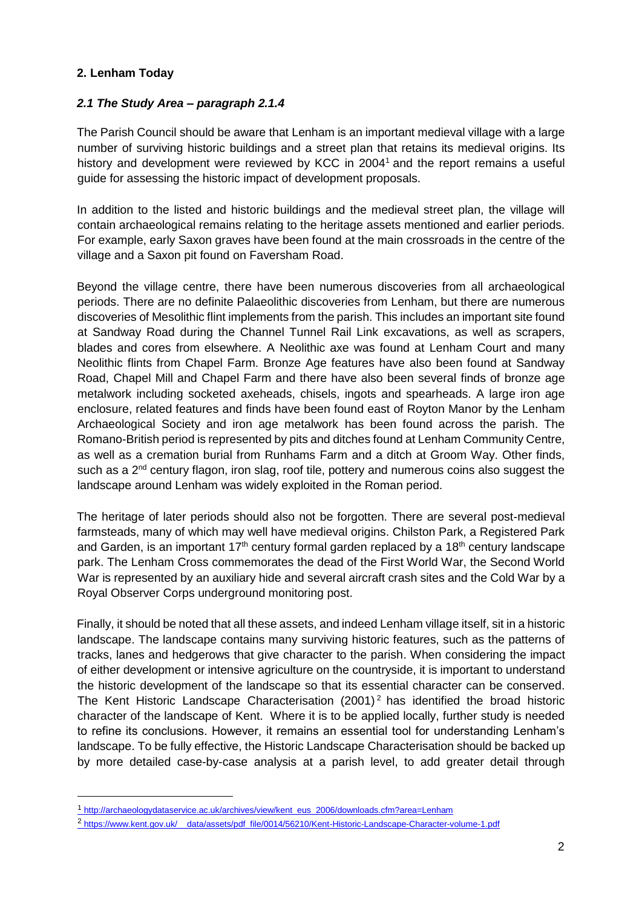## 2. Lenham Today

### *2.1 The Study Area – paragraph 2.1.4*

The Parish Council should be aware that Lenham is an important medieval village with a large number of surviving historic buildings and a street plan that retains its medieval origins. Its history and development were reviewed by KCC in 2004[1] and the report remains a useful guide for assessing the historic impact of development proposals.

In addition to the listed and historic buildings and the medieval street plan, the village will contain archaeological remains relating to the heritage assets mentioned and earlier periods. For example, early Saxon graves have been found at the main crossroads in the centre of the village and a Saxon pit found on Faversham Road.

Beyond the village centre, there have been numerous discoveries from all archaeological periods. There are no definite Palaeolithic discoveries from Lenham, but there are numerous discoveries of Mesolithic flint implements from the parish. This includes an important site found at Sandway Road during the Channel Tunnel Rail Link excavations, as well as scrapers, blades and cores from elsewhere. A Neolithic axe was found at Lenham Court and many Neolithic flints from Chapel Farm. Bronze Age features have also been found at Sandway Road, Chapel Mill and Chapel Farm and there have also been several finds of bronze age metalwork including socketed axeheads, chisels, ingots and spearheads. A large iron age enclosure, related features and finds have been found east of Royton Manor by the Lenham Archaeological Society and iron age metalwork has been found across the parish. The Romano-British period is represented by pits and ditches found at Lenham Community Centre, as well as a cremation burial from Runhams Farm and a ditch at Groom Way. Other finds, such as a 2nd century flagon, iron slag, roof tile, pottery and numerous coins also suggest the landscape around Lenham was widely exploited in the Roman period.

The heritage of later periods should also not be forgotten. There are several post-medieval farmsteads, many of which may well have medieval origins. Chilston Park, a Registered Park and Garden, is an important 17th century formal garden replaced by a 18th century landscape park. The Lenham Cross commemorates the dead of the First World War, the Second World War is represented by an auxiliary hide and several aircraft crash sites and the Cold War by a Royal Observer Corps underground monitoring post.

Finally, it should be noted that all these assets, and indeed Lenham village itself, sit in a historic landscape. The landscape contains many surviving historic features, such as the patterns of tracks, lanes and hedgerows that give character to the parish. When considering the impact of either development or intensive agriculture on the countryside, it is important to understand the historic development of the landscape so that its essential character can be conserved. The Kent Historic Landscape Characterisation (2001)[2] has identified the broad historic character of the landscape of Kent. Where it is to be applied locally, further study is needed to refine its conclusions. However, it remains an essential tool for understanding Lenham's landscape. To be fully effective, the Historic Landscape Characterisation should be backed up by more detailed case-by-case analysis at a parish level, to add greater detail through

---

[1] http://archaeologydataservice.ac.uk/archives/view/kent_eus_2006/downloads.cfm?area=Lenham

[2] https://www.kent.gov.uk/__data/assets/pdf_file/0014/56210/Kent-Historic-Landscape-Character-volume-1.pdf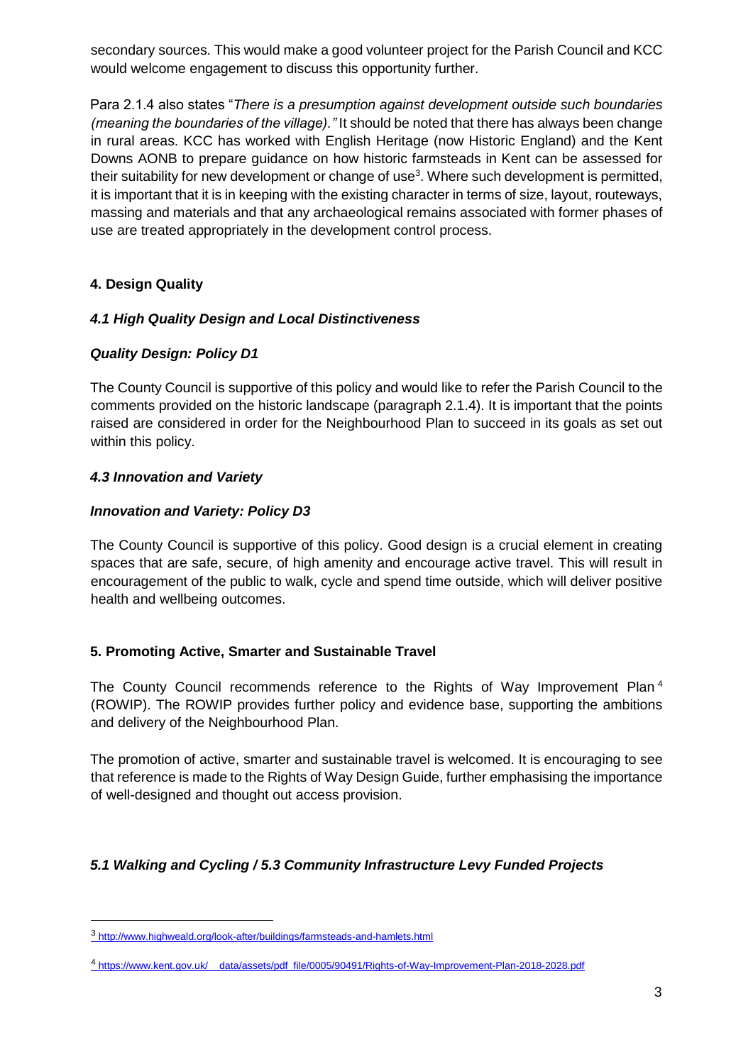secondary sources. This would make a good volunteer project for the Parish Council and KCC would welcome engagement to discuss this opportunity further.

Para 2.1.4 also states "*There is a presumption against development outside such boundaries (meaning the boundaries of the village).*" It should be noted that there has always been change in rural areas. KCC has worked with English Heritage (now Historic England) and the Kent Downs AONB to prepare guidance on how historic farmsteads in Kent can be assessed for their suitability for new development or change of use[3]. Where such development is permitted, it is important that it is in keeping with the existing character in terms of size, layout, routeways, massing and materials and that any archaeological remains associated with former phases of use are treated appropriately in the development control process.

## 4. Design Quality

### *4.1 High Quality Design and Local Distinctiveness*

### *Quality Design: Policy D1*

The County Council is supportive of this policy and would like to refer the Parish Council to the comments provided on the historic landscape (paragraph 2.1.4). It is important that the points raised are considered in order for the Neighbourhood Plan to succeed in its goals as set out within this policy.

### *4.3 Innovation and Variety*

### *Innovation and Variety: Policy D3*

The County Council is supportive of this policy. Good design is a crucial element in creating spaces that are safe, secure, of high amenity and encourage active travel. This will result in encouragement of the public to walk, cycle and spend time outside, which will deliver positive health and wellbeing outcomes.

## 5. Promoting Active, Smarter and Sustainable Travel

The County Council recommends reference to the Rights of Way Improvement Plan[4] (ROWIP). The ROWIP provides further policy and evidence base, supporting the ambitions and delivery of the Neighbourhood Plan.

The promotion of active, smarter and sustainable travel is welcomed. It is encouraging to see that reference is made to the Rights of Way Design Guide, further emphasising the importance of well-designed and thought out access provision.

### *5.1 Walking and Cycling / 5.3 Community Infrastructure Levy Funded Projects*

---

[3] http://www.highweald.org/look-after/buildings/farmsteads-and-hamlets.html

[4] https://www.kent.gov.uk/__data/assets/pdf_file/0005/90491/Rights-of-Way-Improvement-Plan-2018-2028.pdf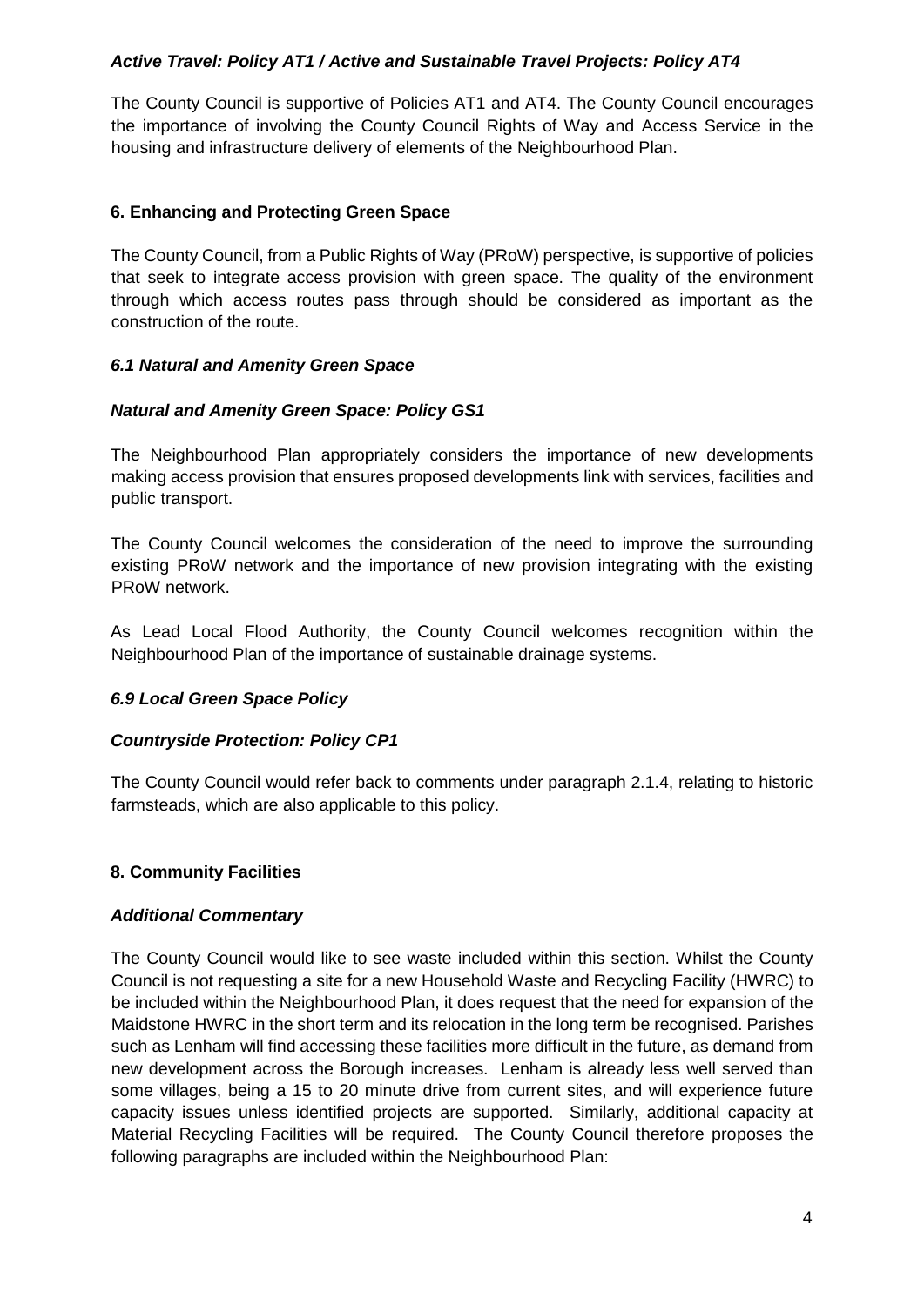***Active Travel: Policy AT1 / Active and Sustainable Travel Projects: Policy AT4***

The County Council is supportive of Policies AT1 and AT4. The County Council encourages the importance of involving the County Council Rights of Way and Access Service in the housing and infrastructure delivery of elements of the Neighbourhood Plan.

## 6. Enhancing and Protecting Green Space

The County Council, from a Public Rights of Way (PRoW) perspective, is supportive of policies that seek to integrate access provision with green space. The quality of the environment through which access routes pass through should be considered as important as the construction of the route.

### *6.1 Natural and Amenity Green Space*

***Natural and Amenity Green Space: Policy GS1***

The Neighbourhood Plan appropriately considers the importance of new developments making access provision that ensures proposed developments link with services, facilities and public transport.

The County Council welcomes the consideration of the need to improve the surrounding existing PRoW network and the importance of new provision integrating with the existing PRoW network.

As Lead Local Flood Authority, the County Council welcomes recognition within the Neighbourhood Plan of the importance of sustainable drainage systems.

### *6.9 Local Green Space Policy*

***Countryside Protection: Policy CP1***

The County Council would refer back to comments under paragraph 2.1.4, relating to historic farmsteads, which are also applicable to this policy.

## 8. Community Facilities

***Additional Commentary***

The County Council would like to see waste included within this section. Whilst the County Council is not requesting a site for a new Household Waste and Recycling Facility (HWRC) to be included within the Neighbourhood Plan, it does request that the need for expansion of the Maidstone HWRC in the short term and its relocation in the long term be recognised. Parishes such as Lenham will find accessing these facilities more difficult in the future, as demand from new development across the Borough increases. Lenham is already less well served than some villages, being a 15 to 20 minute drive from current sites, and will experience future capacity issues unless identified projects are supported. Similarly, additional capacity at Material Recycling Facilities will be required. The County Council therefore proposes the following paragraphs are included within the Neighbourhood Plan: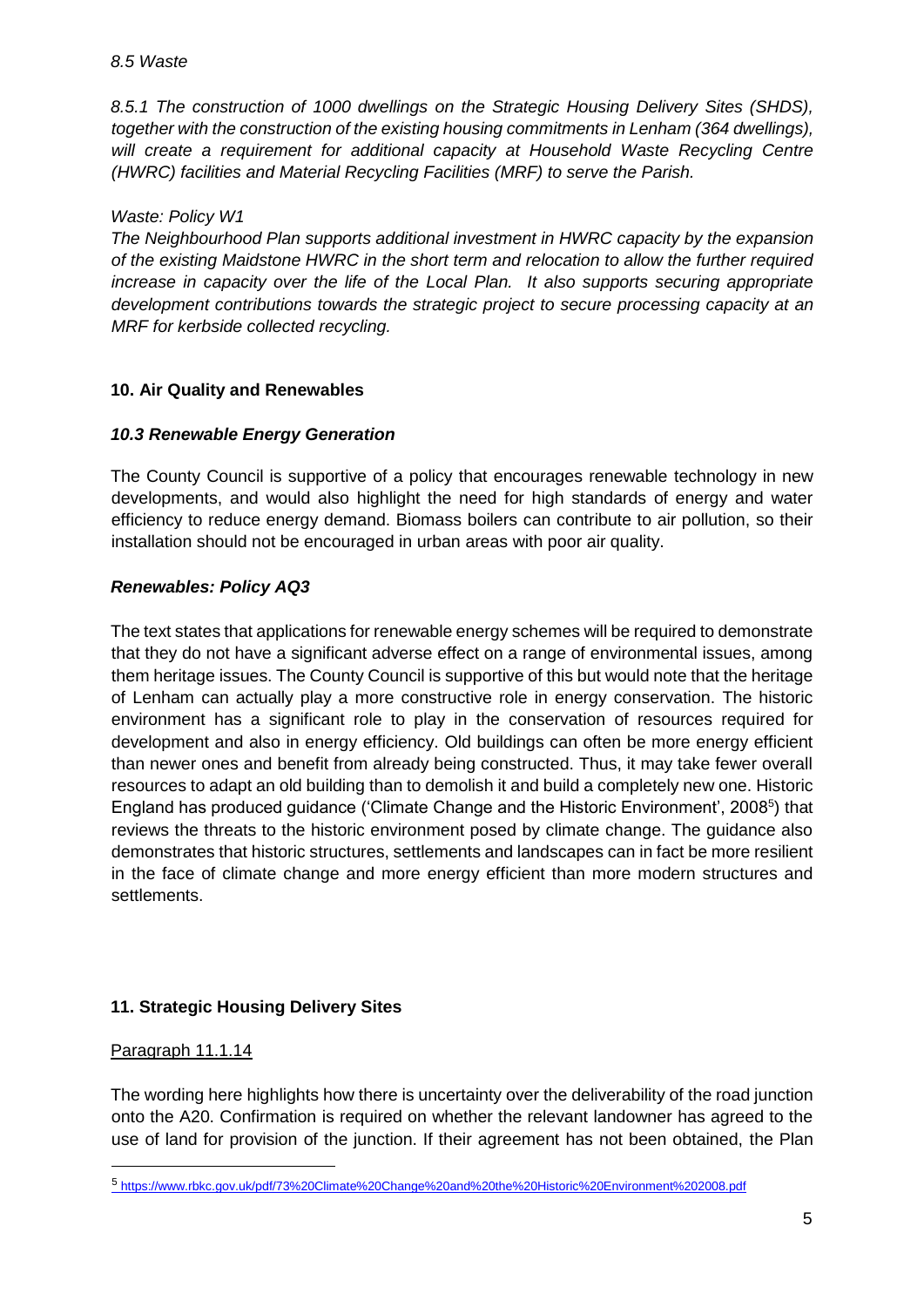*8.5 Waste*

*8.5.1 The construction of 1000 dwellings on the Strategic Housing Delivery Sites (SHDS), together with the construction of the existing housing commitments in Lenham (364 dwellings), will create a requirement for additional capacity at Household Waste Recycling Centre (HWRC) facilities and Material Recycling Facilities (MRF) to serve the Parish.*

*Waste: Policy W1*

*The Neighbourhood Plan supports additional investment in HWRC capacity by the expansion of the existing Maidstone HWRC in the short term and relocation to allow the further required increase in capacity over the life of the Local Plan. It also supports securing appropriate development contributions towards the strategic project to secure processing capacity at an MRF for kerbside collected recycling.*

## 10. Air Quality and Renewables

### *10.3 Renewable Energy Generation*

The County Council is supportive of a policy that encourages renewable technology in new developments, and would also highlight the need for high standards of energy and water efficiency to reduce energy demand. Biomass boilers can contribute to air pollution, so their installation should not be encouraged in urban areas with poor air quality.

### *Renewables: Policy AQ3*

The text states that applications for renewable energy schemes will be required to demonstrate that they do not have a significant adverse effect on a range of environmental issues, among them heritage issues. The County Council is supportive of this but would note that the heritage of Lenham can actually play a more constructive role in energy conservation. The historic environment has a significant role to play in the conservation of resources required for development and also in energy efficiency. Old buildings can often be more energy efficient than newer ones and benefit from already being constructed. Thus, it may take fewer overall resources to adapt an old building than to demolish it and build a completely new one. Historic England has produced guidance ('Climate Change and the Historic Environment', 2008[5]) that reviews the threats to the historic environment posed by climate change. The guidance also demonstrates that historic structures, settlements and landscapes can in fact be more resilient in the face of climate change and more energy efficient than more modern structures and settlements.

## 11. Strategic Housing Delivery Sites

Paragraph 11.1.14

The wording here highlights how there is uncertainty over the deliverability of the road junction onto the A20. Confirmation is required on whether the relevant landowner has agreed to the use of land for provision of the junction. If their agreement has not been obtained, the Plan

[5] https://www.rbkc.gov.uk/pdf/73%20Climate%20Change%20and%20the%20Historic%20Environment%202008.pdf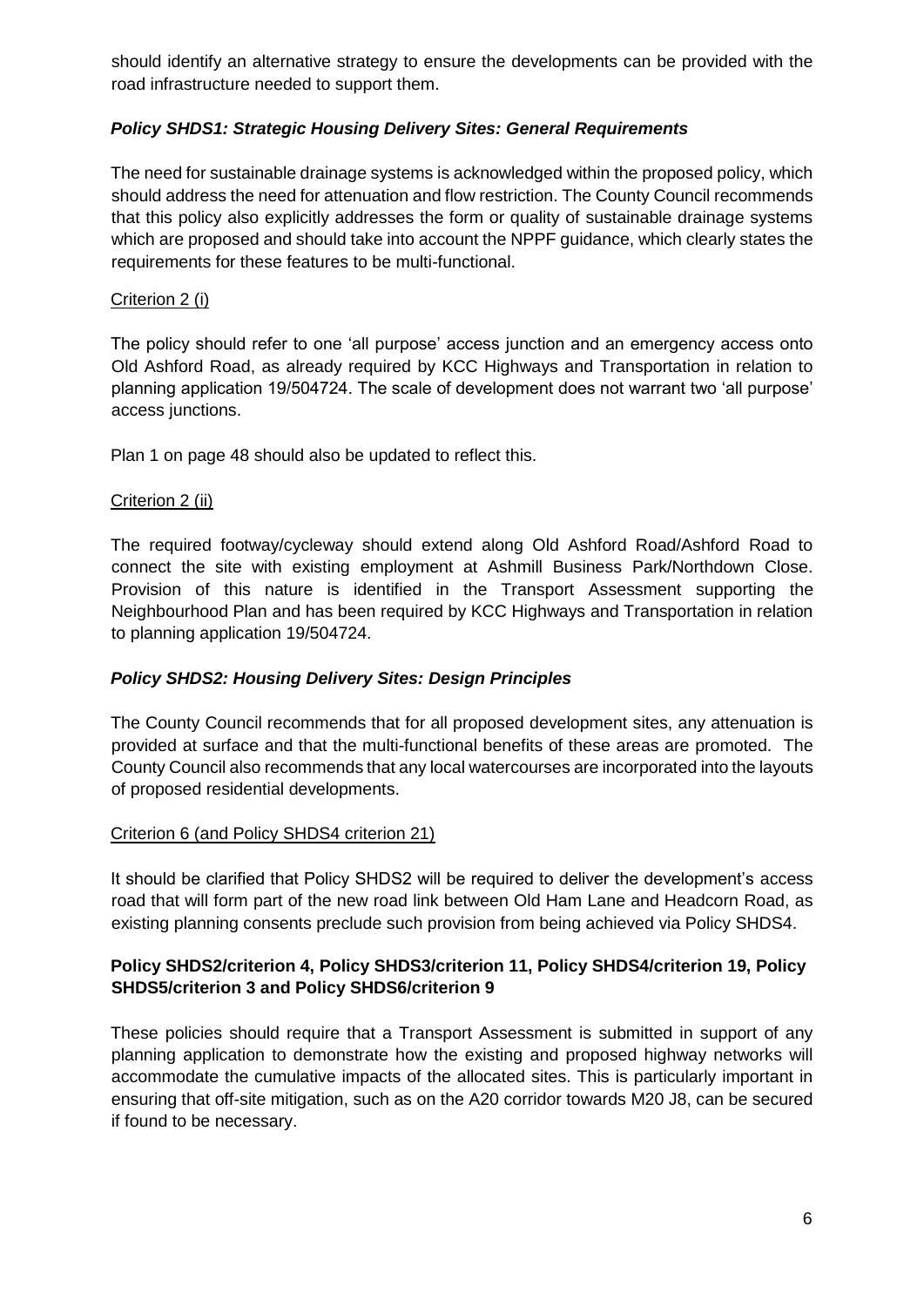should identify an alternative strategy to ensure the developments can be provided with the road infrastructure needed to support them.

### *Policy SHDS1: Strategic Housing Delivery Sites: General Requirements*

The need for sustainable drainage systems is acknowledged within the proposed policy, which should address the need for attenuation and flow restriction. The County Council recommends that this policy also explicitly addresses the form or quality of sustainable drainage systems which are proposed and should take into account the NPPF guidance, which clearly states the requirements for these features to be multi-functional.

Criterion 2 (i)

The policy should refer to one 'all purpose' access junction and an emergency access onto Old Ashford Road, as already required by KCC Highways and Transportation in relation to planning application 19/504724. The scale of development does not warrant two 'all purpose' access junctions.

Plan 1 on page 48 should also be updated to reflect this.

Criterion 2 (ii)

The required footway/cycleway should extend along Old Ashford Road/Ashford Road to connect the site with existing employment at Ashmill Business Park/Northdown Close. Provision of this nature is identified in the Transport Assessment supporting the Neighbourhood Plan and has been required by KCC Highways and Transportation in relation to planning application 19/504724.

### *Policy SHDS2: Housing Delivery Sites: Design Principles*

The County Council recommends that for all proposed development sites, any attenuation is provided at surface and that the multi-functional benefits of these areas are promoted. The County Council also recommends that any local watercourses are incorporated into the layouts of proposed residential developments.

Criterion 6 (and Policy SHDS4 criterion 21)

It should be clarified that Policy SHDS2 will be required to deliver the development's access road that will form part of the new road link between Old Ham Lane and Headcorn Road, as existing planning consents preclude such provision from being achieved via Policy SHDS4.

### **Policy SHDS2/criterion 4, Policy SHDS3/criterion 11, Policy SHDS4/criterion 19, Policy SHDS5/criterion 3 and Policy SHDS6/criterion 9**

These policies should require that a Transport Assessment is submitted in support of any planning application to demonstrate how the existing and proposed highway networks will accommodate the cumulative impacts of the allocated sites. This is particularly important in ensuring that off-site mitigation, such as on the A20 corridor towards M20 J8, can be secured if found to be necessary.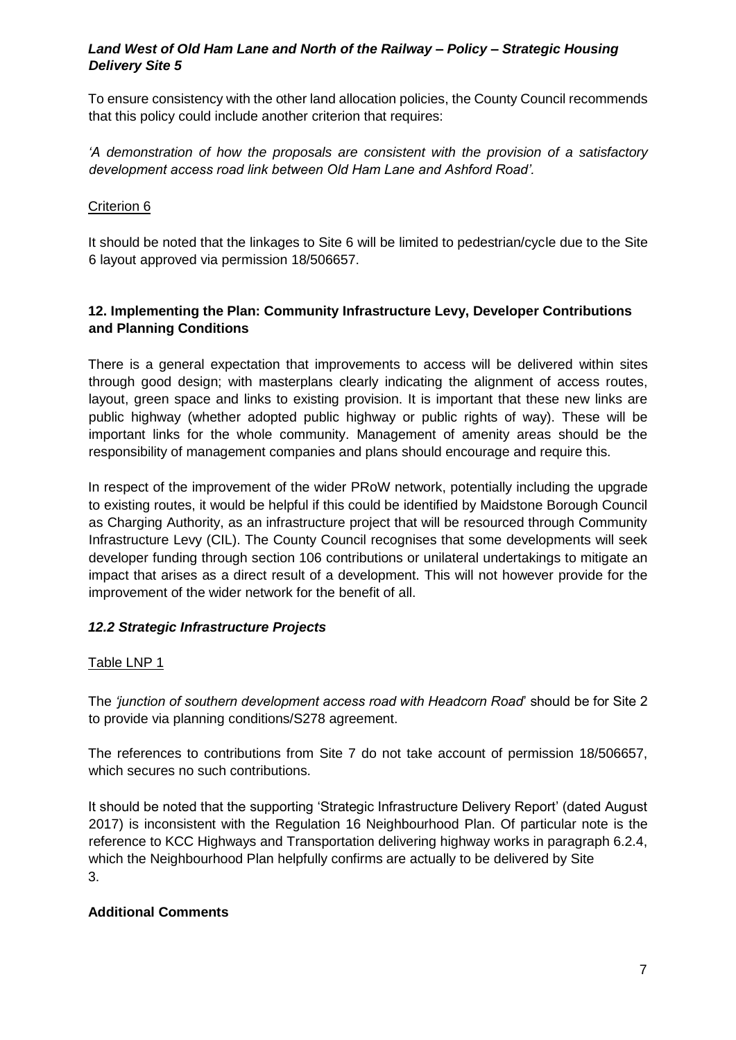### *Land West of Old Ham Lane and North of the Railway – Policy – Strategic Housing Delivery Site 5*

To ensure consistency with the other land allocation policies, the County Council recommends that this policy could include another criterion that requires:

*'A demonstration of how the proposals are consistent with the provision of a satisfactory development access road link between Old Ham Lane and Ashford Road'.*

<u>Criterion 6</u>

It should be noted that the linkages to Site 6 will be limited to pedestrian/cycle due to the Site 6 layout approved via permission 18/506657.

## **12. Implementing the Plan: Community Infrastructure Levy, Developer Contributions and Planning Conditions**

There is a general expectation that improvements to access will be delivered within sites through good design; with masterplans clearly indicating the alignment of access routes, layout, green space and links to existing provision. It is important that these new links are public highway (whether adopted public highway or public rights of way). These will be important links for the whole community. Management of amenity areas should be the responsibility of management companies and plans should encourage and require this.

In respect of the improvement of the wider PRoW network, potentially including the upgrade to existing routes, it would be helpful if this could be identified by Maidstone Borough Council as Charging Authority, as an infrastructure project that will be resourced through Community Infrastructure Levy (CIL). The County Council recognises that some developments will seek developer funding through section 106 contributions or unilateral undertakings to mitigate an impact that arises as a direct result of a development. This will not however provide for the improvement of the wider network for the benefit of all.

### *12.2 Strategic Infrastructure Projects*

<u>Table LNP 1</u>

The *'junction of southern development access road with Headcorn Road*' should be for Site 2 to provide via planning conditions/S278 agreement.

The references to contributions from Site 7 do not take account of permission 18/506657, which secures no such contributions.

It should be noted that the supporting 'Strategic Infrastructure Delivery Report' (dated August 2017) is inconsistent with the Regulation 16 Neighbourhood Plan. Of particular note is the reference to KCC Highways and Transportation delivering highway works in paragraph 6.2.4, which the Neighbourhood Plan helpfully confirms are actually to be delivered by Site 3.

## **Additional Comments**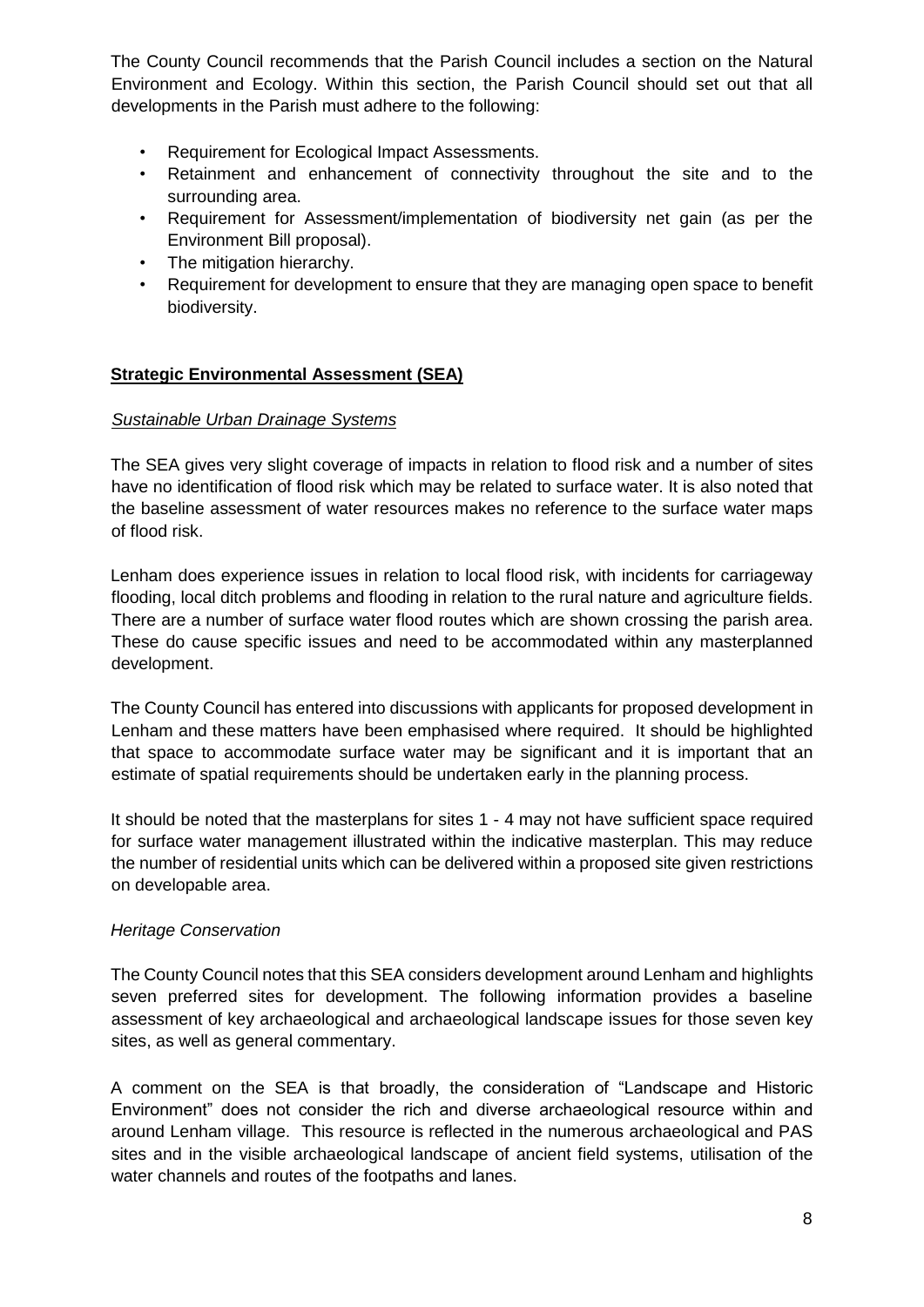The County Council recommends that the Parish Council includes a section on the Natural Environment and Ecology. Within this section, the Parish Council should set out that all developments in the Parish must adhere to the following:

- Requirement for Ecological Impact Assessments.
- Retainment and enhancement of connectivity throughout the site and to the surrounding area.
- Requirement for Assessment/implementation of biodiversity net gain (as per the Environment Bill proposal).
- The mitigation hierarchy.
- Requirement for development to ensure that they are managing open space to benefit biodiversity.

## Strategic Environmental Assessment (SEA)

### *Sustainable Urban Drainage Systems*

The SEA gives very slight coverage of impacts in relation to flood risk and a number of sites have no identification of flood risk which may be related to surface water. It is also noted that the baseline assessment of water resources makes no reference to the surface water maps of flood risk.

Lenham does experience issues in relation to local flood risk, with incidents for carriageway flooding, local ditch problems and flooding in relation to the rural nature and agriculture fields. There are a number of surface water flood routes which are shown crossing the parish area. These do cause specific issues and need to be accommodated within any masterplanned development.

The County Council has entered into discussions with applicants for proposed development in Lenham and these matters have been emphasised where required. It should be highlighted that space to accommodate surface water may be significant and it is important that an estimate of spatial requirements should be undertaken early in the planning process.

It should be noted that the masterplans for sites 1 - 4 may not have sufficient space required for surface water management illustrated within the indicative masterplan. This may reduce the number of residential units which can be delivered within a proposed site given restrictions on developable area.

### *Heritage Conservation*

The County Council notes that this SEA considers development around Lenham and highlights seven preferred sites for development. The following information provides a baseline assessment of key archaeological and archaeological landscape issues for those seven key sites, as well as general commentary.

A comment on the SEA is that broadly, the consideration of "Landscape and Historic Environment" does not consider the rich and diverse archaeological resource within and around Lenham village. This resource is reflected in the numerous archaeological and PAS sites and in the visible archaeological landscape of ancient field systems, utilisation of the water channels and routes of the footpaths and lanes.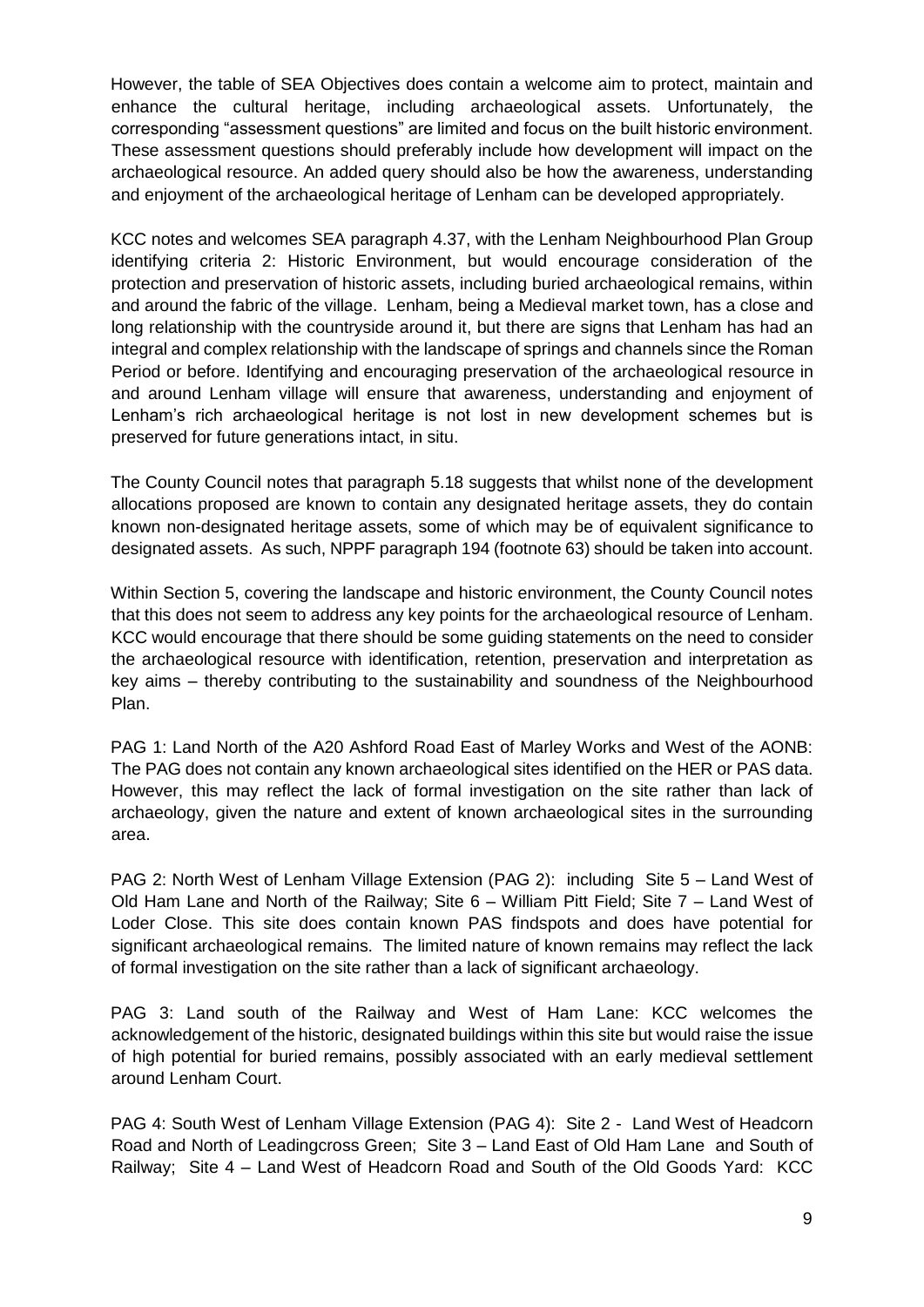However, the table of SEA Objectives does contain a welcome aim to protect, maintain and enhance the cultural heritage, including archaeological assets. Unfortunately, the corresponding "assessment questions" are limited and focus on the built historic environment. These assessment questions should preferably include how development will impact on the archaeological resource. An added query should also be how the awareness, understanding and enjoyment of the archaeological heritage of Lenham can be developed appropriately.

KCC notes and welcomes SEA paragraph 4.37, with the Lenham Neighbourhood Plan Group identifying criteria 2: Historic Environment, but would encourage consideration of the protection and preservation of historic assets, including buried archaeological remains, within and around the fabric of the village. Lenham, being a Medieval market town, has a close and long relationship with the countryside around it, but there are signs that Lenham has had an integral and complex relationship with the landscape of springs and channels since the Roman Period or before. Identifying and encouraging preservation of the archaeological resource in and around Lenham village will ensure that awareness, understanding and enjoyment of Lenham's rich archaeological heritage is not lost in new development schemes but is preserved for future generations intact, in situ.

The County Council notes that paragraph 5.18 suggests that whilst none of the development allocations proposed are known to contain any designated heritage assets, they do contain known non-designated heritage assets, some of which may be of equivalent significance to designated assets. As such, NPPF paragraph 194 (footnote 63) should be taken into account.

Within Section 5, covering the landscape and historic environment, the County Council notes that this does not seem to address any key points for the archaeological resource of Lenham. KCC would encourage that there should be some guiding statements on the need to consider the archaeological resource with identification, retention, preservation and interpretation as key aims – thereby contributing to the sustainability and soundness of the Neighbourhood Plan.

PAG 1: Land North of the A20 Ashford Road East of Marley Works and West of the AONB: The PAG does not contain any known archaeological sites identified on the HER or PAS data. However, this may reflect the lack of formal investigation on the site rather than lack of archaeology, given the nature and extent of known archaeological sites in the surrounding area.

PAG 2: North West of Lenham Village Extension (PAG 2): including Site 5 – Land West of Old Ham Lane and North of the Railway; Site 6 – William Pitt Field; Site 7 – Land West of Loder Close. This site does contain known PAS findspots and does have potential for significant archaeological remains. The limited nature of known remains may reflect the lack of formal investigation on the site rather than a lack of significant archaeology.

PAG 3: Land south of the Railway and West of Ham Lane: KCC welcomes the acknowledgement of the historic, designated buildings within this site but would raise the issue of high potential for buried remains, possibly associated with an early medieval settlement around Lenham Court.

PAG 4: South West of Lenham Village Extension (PAG 4): Site 2 - Land West of Headcorn Road and North of Leadingcross Green; Site 3 – Land East of Old Ham Lane and South of Railway; Site 4 – Land West of Headcorn Road and South of the Old Goods Yard: KCC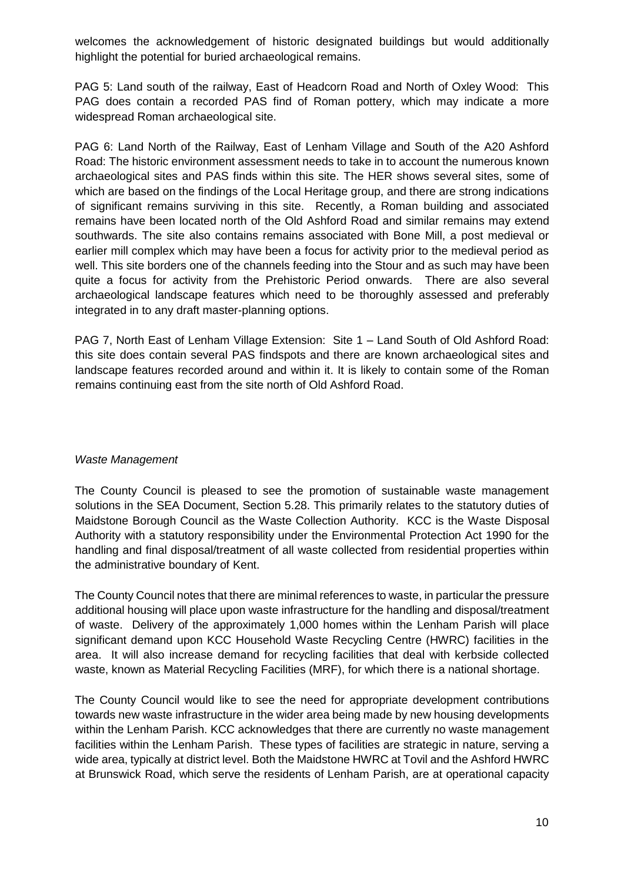welcomes the acknowledgement of historic designated buildings but would additionally highlight the potential for buried archaeological remains.

PAG 5: Land south of the railway, East of Headcorn Road and North of Oxley Wood: This PAG does contain a recorded PAS find of Roman pottery, which may indicate a more widespread Roman archaeological site.

PAG 6: Land North of the Railway, East of Lenham Village and South of the A20 Ashford Road: The historic environment assessment needs to take in to account the numerous known archaeological sites and PAS finds within this site. The HER shows several sites, some of which are based on the findings of the Local Heritage group, and there are strong indications of significant remains surviving in this site. Recently, a Roman building and associated remains have been located north of the Old Ashford Road and similar remains may extend southwards. The site also contains remains associated with Bone Mill, a post medieval or earlier mill complex which may have been a focus for activity prior to the medieval period as well. This site borders one of the channels feeding into the Stour and as such may have been quite a focus for activity from the Prehistoric Period onwards. There are also several archaeological landscape features which need to be thoroughly assessed and preferably integrated in to any draft master-planning options.

PAG 7, North East of Lenham Village Extension: Site 1 – Land South of Old Ashford Road: this site does contain several PAS findspots and there are known archaeological sites and landscape features recorded around and within it. It is likely to contain some of the Roman remains continuing east from the site north of Old Ashford Road.

*Waste Management*

The County Council is pleased to see the promotion of sustainable waste management solutions in the SEA Document, Section 5.28. This primarily relates to the statutory duties of Maidstone Borough Council as the Waste Collection Authority. KCC is the Waste Disposal Authority with a statutory responsibility under the Environmental Protection Act 1990 for the handling and final disposal/treatment of all waste collected from residential properties within the administrative boundary of Kent.

The County Council notes that there are minimal references to waste, in particular the pressure additional housing will place upon waste infrastructure for the handling and disposal/treatment of waste. Delivery of the approximately 1,000 homes within the Lenham Parish will place significant demand upon KCC Household Waste Recycling Centre (HWRC) facilities in the area. It will also increase demand for recycling facilities that deal with kerbside collected waste, known as Material Recycling Facilities (MRF), for which there is a national shortage.

The County Council would like to see the need for appropriate development contributions towards new waste infrastructure in the wider area being made by new housing developments within the Lenham Parish. KCC acknowledges that there are currently no waste management facilities within the Lenham Parish. These types of facilities are strategic in nature, serving a wide area, typically at district level. Both the Maidstone HWRC at Tovil and the Ashford HWRC at Brunswick Road, which serve the residents of Lenham Parish, are at operational capacity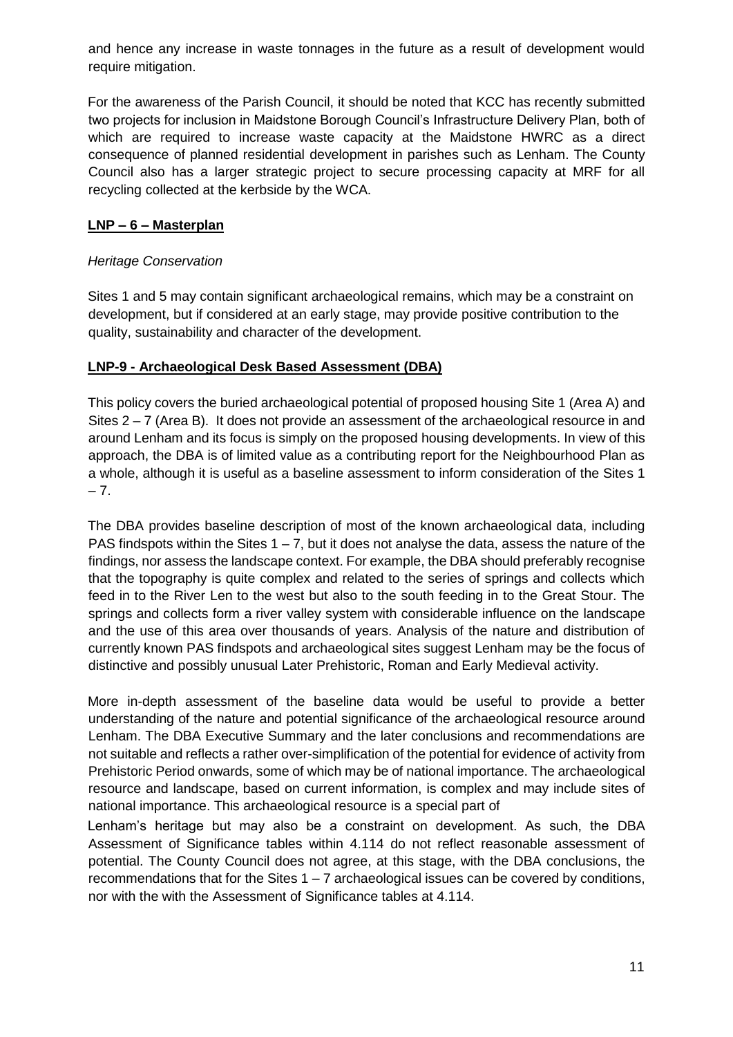and hence any increase in waste tonnages in the future as a result of development would require mitigation.

For the awareness of the Parish Council, it should be noted that KCC has recently submitted two projects for inclusion in Maidstone Borough Council's Infrastructure Delivery Plan, both of which are required to increase waste capacity at the Maidstone HWRC as a direct consequence of planned residential development in parishes such as Lenham. The County Council also has a larger strategic project to secure processing capacity at MRF for all recycling collected at the kerbside by the WCA.

**LNP – 6 – Masterplan**

*Heritage Conservation*

Sites 1 and 5 may contain significant archaeological remains, which may be a constraint on development, but if considered at an early stage, may provide positive contribution to the quality, sustainability and character of the development.

**LNP-9 - Archaeological Desk Based Assessment (DBA)**

This policy covers the buried archaeological potential of proposed housing Site 1 (Area A) and Sites 2 – 7 (Area B). It does not provide an assessment of the archaeological resource in and around Lenham and its focus is simply on the proposed housing developments. In view of this approach, the DBA is of limited value as a contributing report for the Neighbourhood Plan as a whole, although it is useful as a baseline assessment to inform consideration of the Sites 1 – 7.

The DBA provides baseline description of most of the known archaeological data, including PAS findspots within the Sites 1 – 7, but it does not analyse the data, assess the nature of the findings, nor assess the landscape context. For example, the DBA should preferably recognise that the topography is quite complex and related to the series of springs and collects which feed in to the River Len to the west but also to the south feeding in to the Great Stour. The springs and collects form a river valley system with considerable influence on the landscape and the use of this area over thousands of years. Analysis of the nature and distribution of currently known PAS findspots and archaeological sites suggest Lenham may be the focus of distinctive and possibly unusual Later Prehistoric, Roman and Early Medieval activity.

More in-depth assessment of the baseline data would be useful to provide a better understanding of the nature and potential significance of the archaeological resource around Lenham. The DBA Executive Summary and the later conclusions and recommendations are not suitable and reflects a rather over-simplification of the potential for evidence of activity from Prehistoric Period onwards, some of which may be of national importance. The archaeological resource and landscape, based on current information, is complex and may include sites of national importance. This archaeological resource is a special part of Lenham's heritage but may also be a constraint on development. As such, the DBA Assessment of Significance tables within 4.114 do not reflect reasonable assessment of potential. The County Council does not agree, at this stage, with the DBA conclusions, the recommendations that for the Sites 1 – 7 archaeological issues can be covered by conditions, nor with the with the Assessment of Significance tables at 4.114.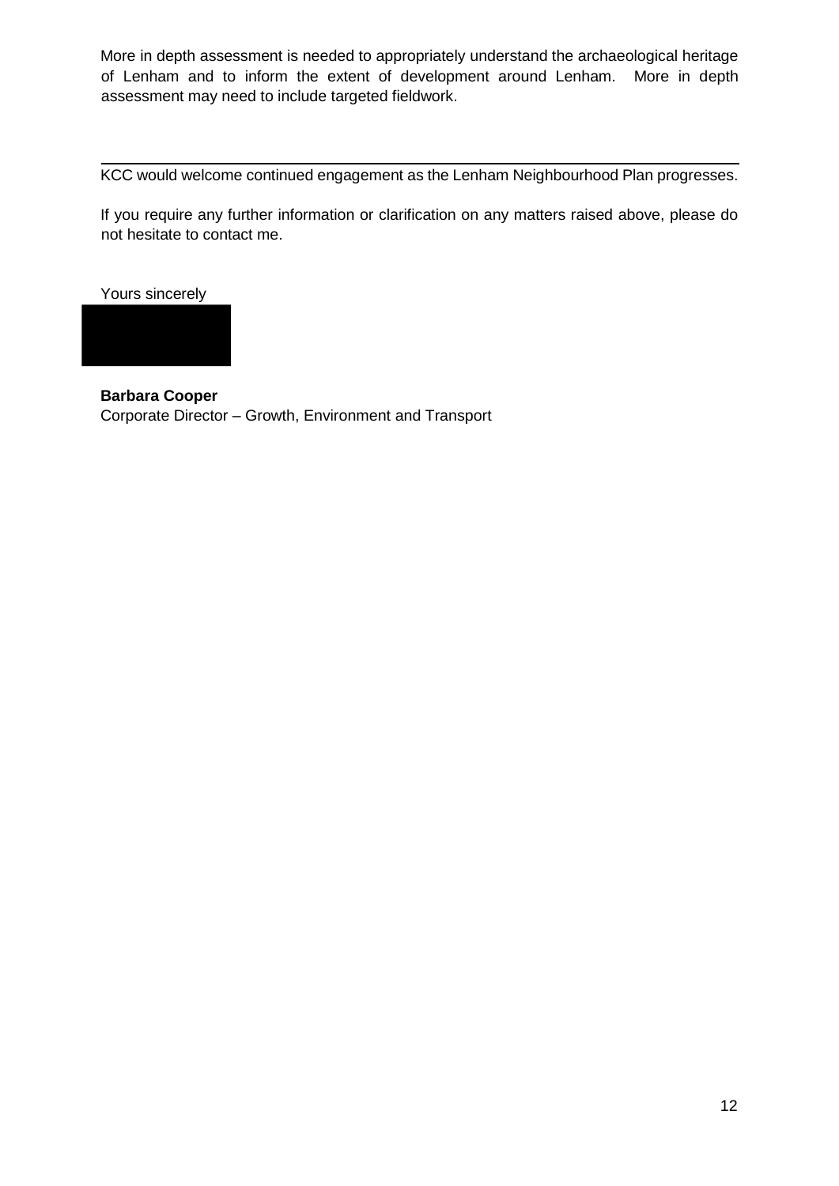More in depth assessment is needed to appropriately understand the archaeological heritage of Lenham and to inform the extent of development around Lenham. More in depth assessment may need to include targeted fieldwork.

---

KCC would welcome continued engagement as the Lenham Neighbourhood Plan progresses.

If you require any further information or clarification on any matters raised above, please do not hesitate to contact me.

Yours sincerely

**Barbara Cooper**
Corporate Director – Growth, Environment and Transport